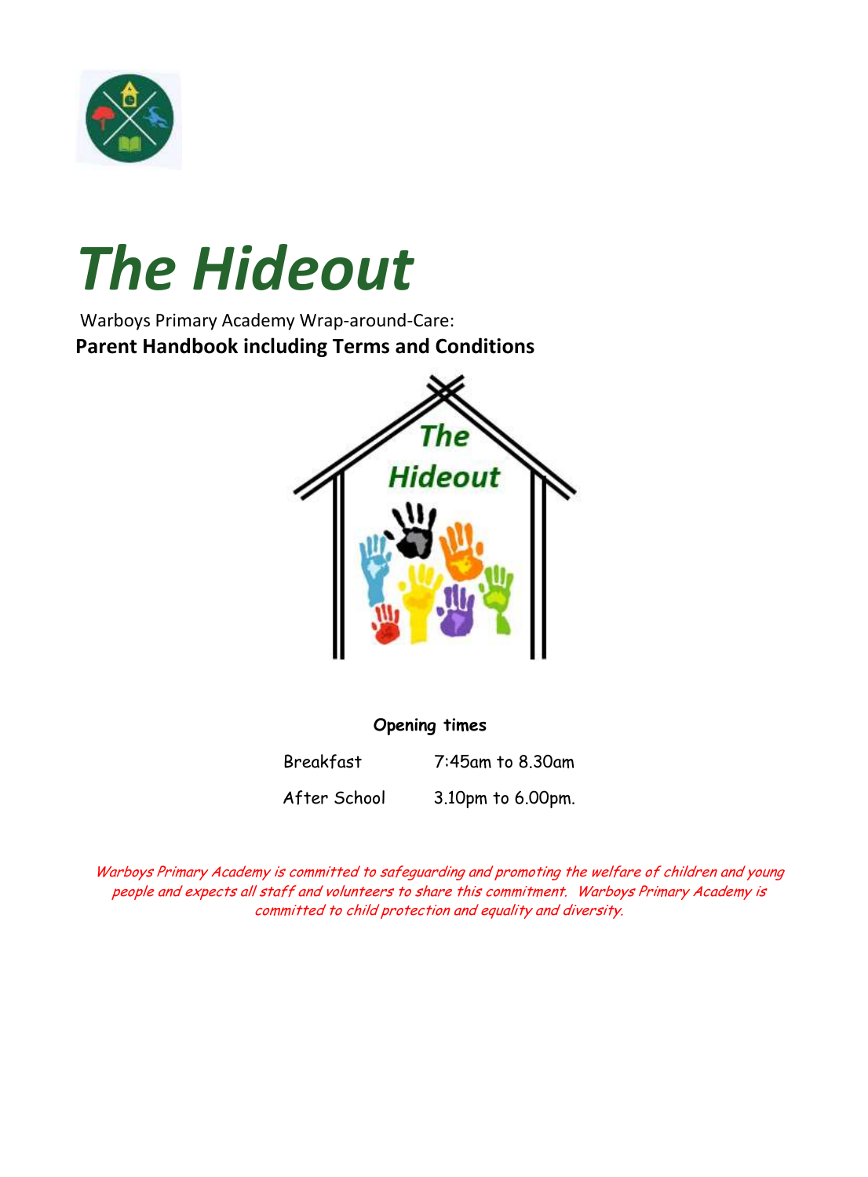# *The Hideout*

Warboys Primary Academy Wrap-around-Care:

**Parent Handbook including Terms and Conditions**

**Opening times**

| | |
|---|---|
| Breakfast | 7:45am to 8.30am |
| After School | 3.10pm to 6.00pm. |

*Warboys Primary Academy is committed to safeguarding and promoting the welfare of children and young people and expects all staff and volunteers to share this commitment. Warboys Primary Academy is committed to child protection and equality and diversity.*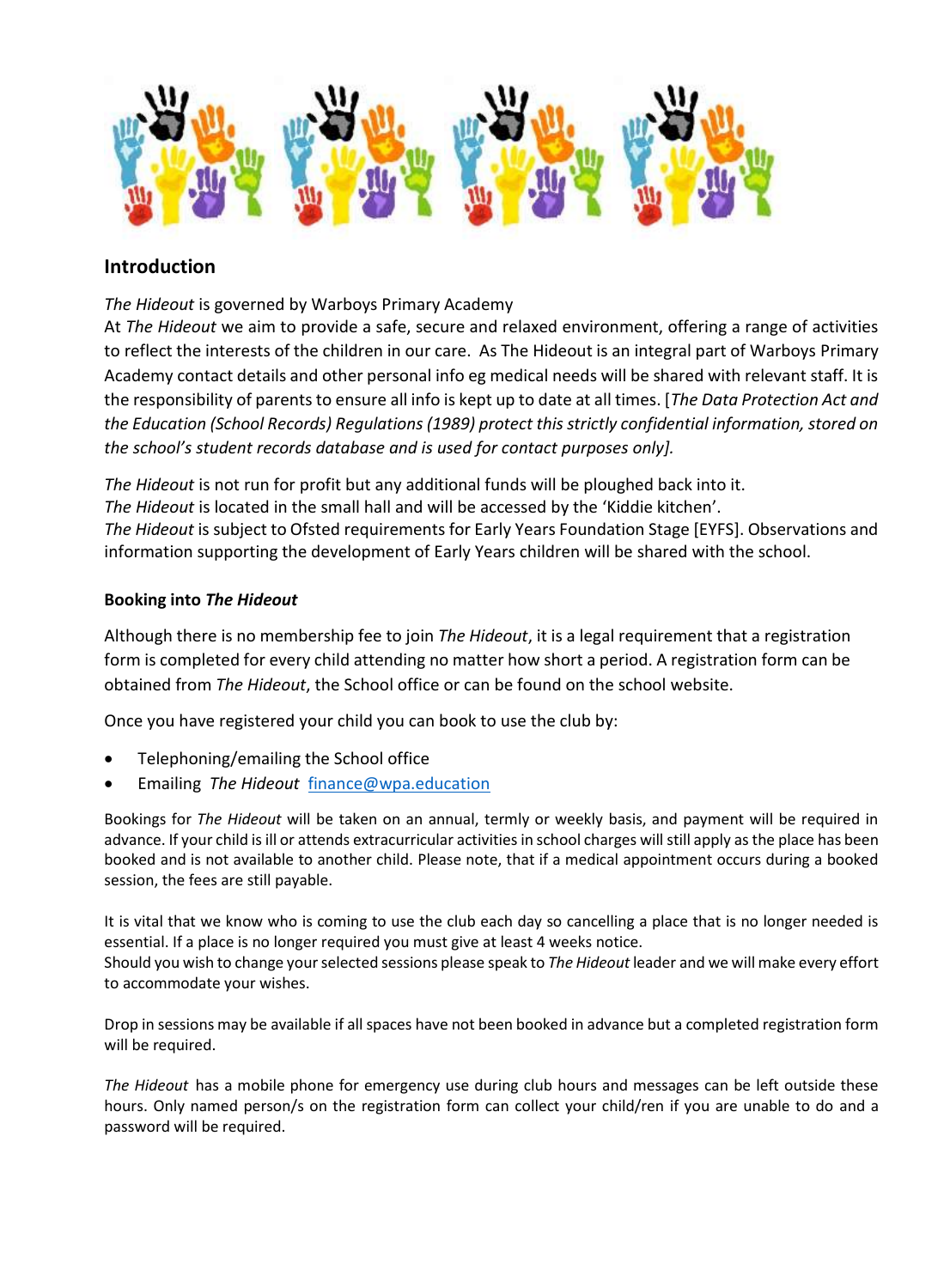## Introduction

*The Hideout* is governed by Warboys Primary Academy
At *The Hideout* we aim to provide a safe, secure and relaxed environment, offering a range of activities to reflect the interests of the children in our care. As The Hideout is an integral part of Warboys Primary Academy contact details and other personal info eg medical needs will be shared with relevant staff. It is the responsibility of parents to ensure all info is kept up to date at all times. [*The Data Protection Act and the Education (School Records) Regulations (1989) protect this strictly confidential information, stored on the school's student records database and is used for contact purposes only].*

*The Hideout* is not run for profit but any additional funds will be ploughed back into it.
*The Hideout* is located in the small hall and will be accessed by the 'Kiddie kitchen'.
*The Hideout* is subject to Ofsted requirements for Early Years Foundation Stage [EYFS]. Observations and information supporting the development of Early Years children will be shared with the school.

**Booking into *The Hideout***

Although there is no membership fee to join *The Hideout*, it is a legal requirement that a registration form is completed for every child attending no matter how short a period. A registration form can be obtained from *The Hideout*, the School office or can be found on the school website.

Once you have registered your child you can book to use the club by:

- Telephoning/emailing the School office
- Emailing *The Hideout* finance@wpa.education

Bookings for *The Hideout* will be taken on an annual, termly or weekly basis, and payment will be required in advance. If your child is ill or attends extracurricular activities in school charges will still apply as the place has been booked and is not available to another child. Please note, that if a medical appointment occurs during a booked session, the fees are still payable.

It is vital that we know who is coming to use the club each day so cancelling a place that is no longer needed is essential. If a place is no longer required you must give at least 4 weeks notice.
Should you wish to change your selected sessions please speak to *The Hideout* leader and we will make every effort to accommodate your wishes.

Drop in sessions may be available if all spaces have not been booked in advance but a completed registration form will be required.

*The Hideout* has a mobile phone for emergency use during club hours and messages can be left outside these hours. Only named person/s on the registration form can collect your child/ren if you are unable to do and a password will be required.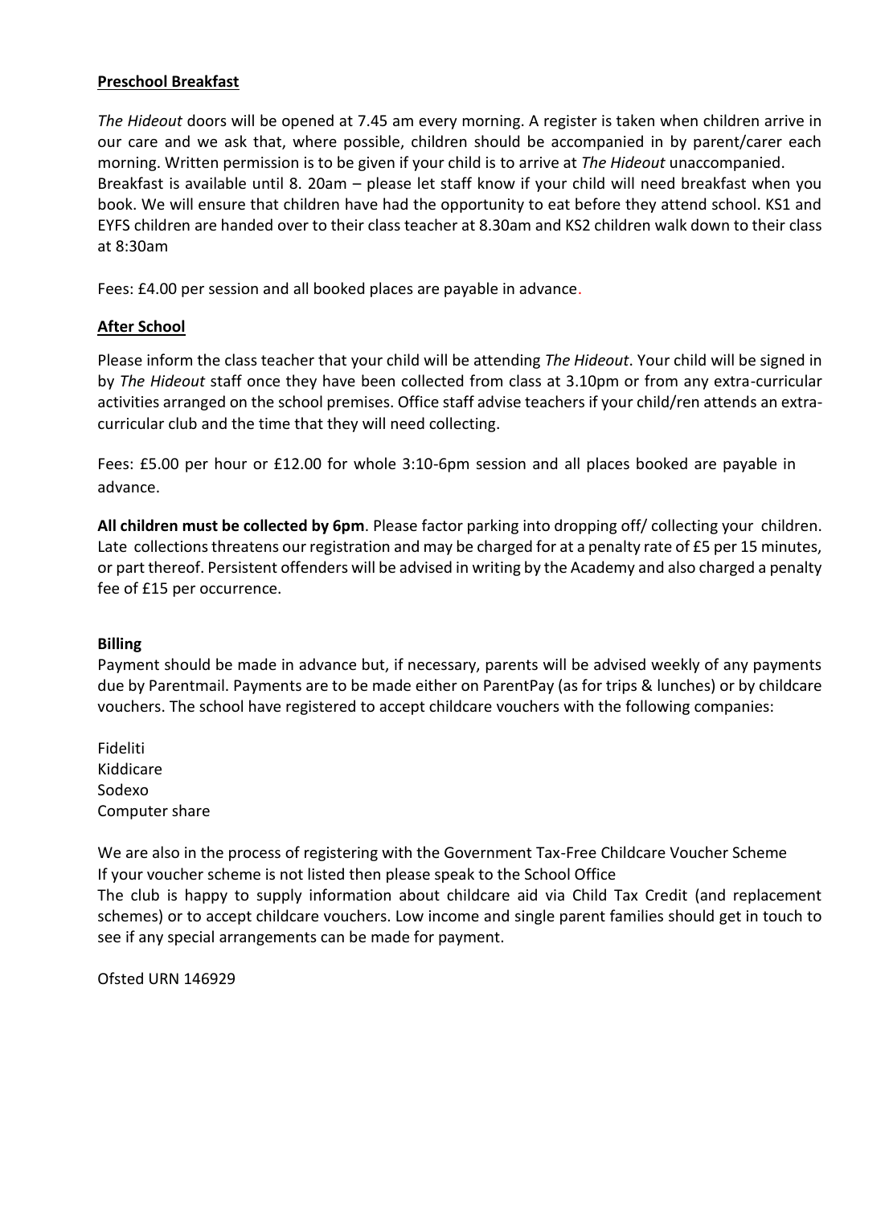**Preschool Breakfast**

*The Hideout* doors will be opened at 7.45 am every morning. A register is taken when children arrive in our care and we ask that, where possible, children should be accompanied in by parent/carer each morning. Written permission is to be given if your child is to arrive at *The Hideout* unaccompanied.
Breakfast is available until 8. 20am – please let staff know if your child will need breakfast when you book. We will ensure that children have had the opportunity to eat before they attend school. KS1 and EYFS children are handed over to their class teacher at 8.30am and KS2 children walk down to their class at 8:30am

Fees: £4.00 per session and all booked places are payable in advance.

**After School**

Please inform the class teacher that your child will be attending *The Hideout*. Your child will be signed in by *The Hideout* staff once they have been collected from class at 3.10pm or from any extra-curricular activities arranged on the school premises. Office staff advise teachers if your child/ren attends an extra-curricular club and the time that they will need collecting.

Fees: £5.00 per hour or £12.00 for whole 3:10-6pm session and all places booked are payable in advance.

**All children must be collected by 6pm**. Please factor parking into dropping off/ collecting your children. Late collections threatens our registration and may be charged for at a penalty rate of £5 per 15 minutes, or part thereof. Persistent offenders will be advised in writing by the Academy and also charged a penalty fee of £15 per occurrence.

**Billing**

Payment should be made in advance but, if necessary, parents will be advised weekly of any payments due by Parentmail. Payments are to be made either on ParentPay (as for trips & lunches) or by childcare vouchers. The school have registered to accept childcare vouchers with the following companies:

Fideliti
Kiddicare
Sodexo
Computer share

We are also in the process of registering with the Government Tax-Free Childcare Voucher Scheme
If your voucher scheme is not listed then please speak to the School Office
The club is happy to supply information about childcare aid via Child Tax Credit (and replacement schemes) or to accept childcare vouchers. Low income and single parent families should get in touch to see if any special arrangements can be made for payment.

Ofsted URN 146929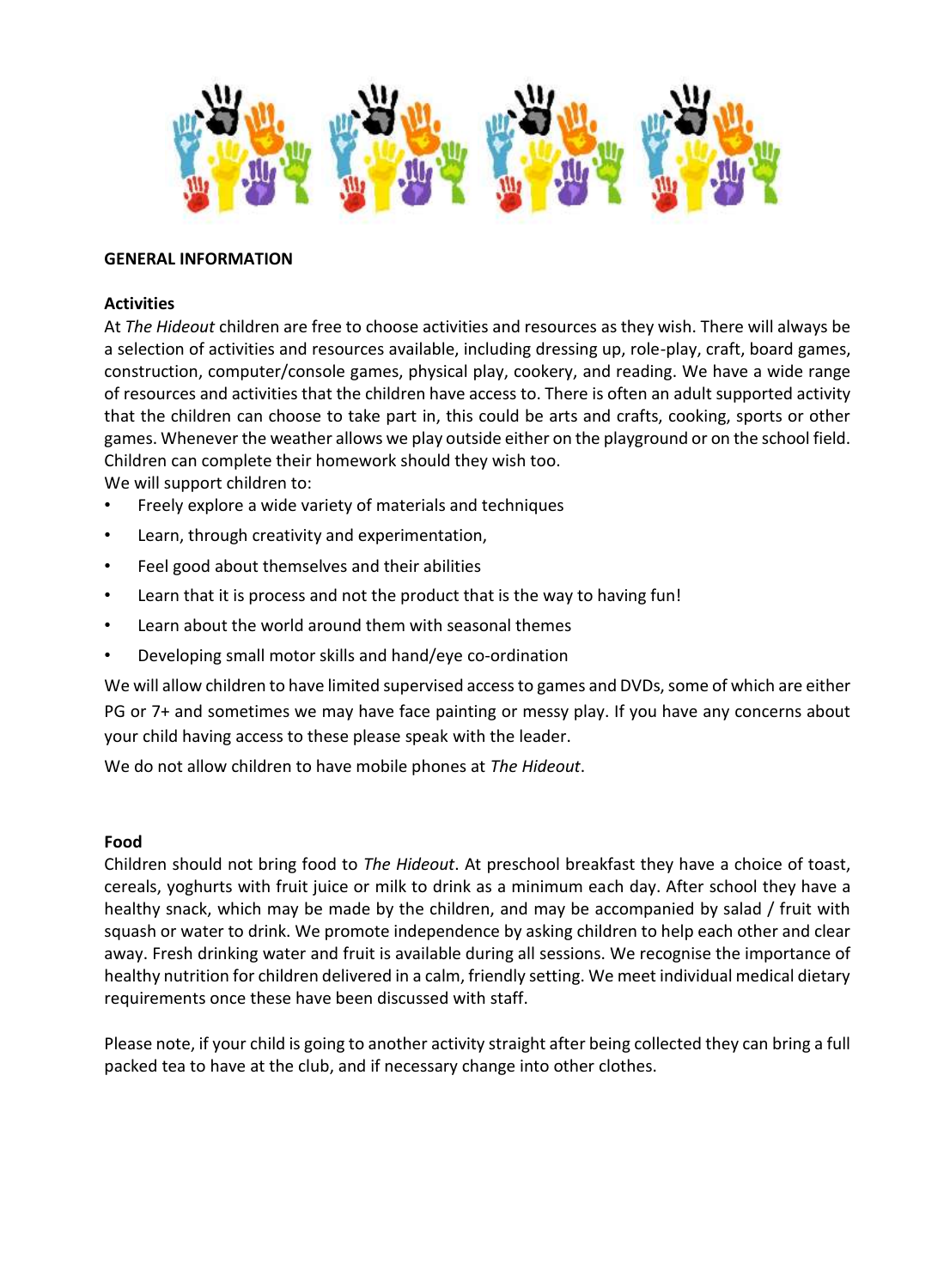**GENERAL INFORMATION**

**Activities**

At *The Hideout* children are free to choose activities and resources as they wish. There will always be a selection of activities and resources available, including dressing up, role-play, craft, board games, construction, computer/console games, physical play, cookery, and reading. We have a wide range of resources and activities that the children have access to. There is often an adult supported activity that the children can choose to take part in, this could be arts and crafts, cooking, sports or other games. Whenever the weather allows we play outside either on the playground or on the school field. Children can complete their homework should they wish too.

We will support children to:

- Freely explore a wide variety of materials and techniques
- Learn, through creativity and experimentation,
- Feel good about themselves and their abilities
- Learn that it is process and not the product that is the way to having fun!
- Learn about the world around them with seasonal themes
- Developing small motor skills and hand/eye co-ordination

We will allow children to have limited supervised access to games and DVDs, some of which are either PG or 7+ and sometimes we may have face painting or messy play. If you have any concerns about your child having access to these please speak with the leader.

We do not allow children to have mobile phones at *The Hideout*.

**Food**

Children should not bring food to *The Hideout*. At preschool breakfast they have a choice of toast, cereals, yoghurts with fruit juice or milk to drink as a minimum each day. After school they have a healthy snack, which may be made by the children, and may be accompanied by salad / fruit with squash or water to drink. We promote independence by asking children to help each other and clear away. Fresh drinking water and fruit is available during all sessions. We recognise the importance of healthy nutrition for children delivered in a calm, friendly setting. We meet individual medical dietary requirements once these have been discussed with staff.

Please note, if your child is going to another activity straight after being collected they can bring a full packed tea to have at the club, and if necessary change into other clothes.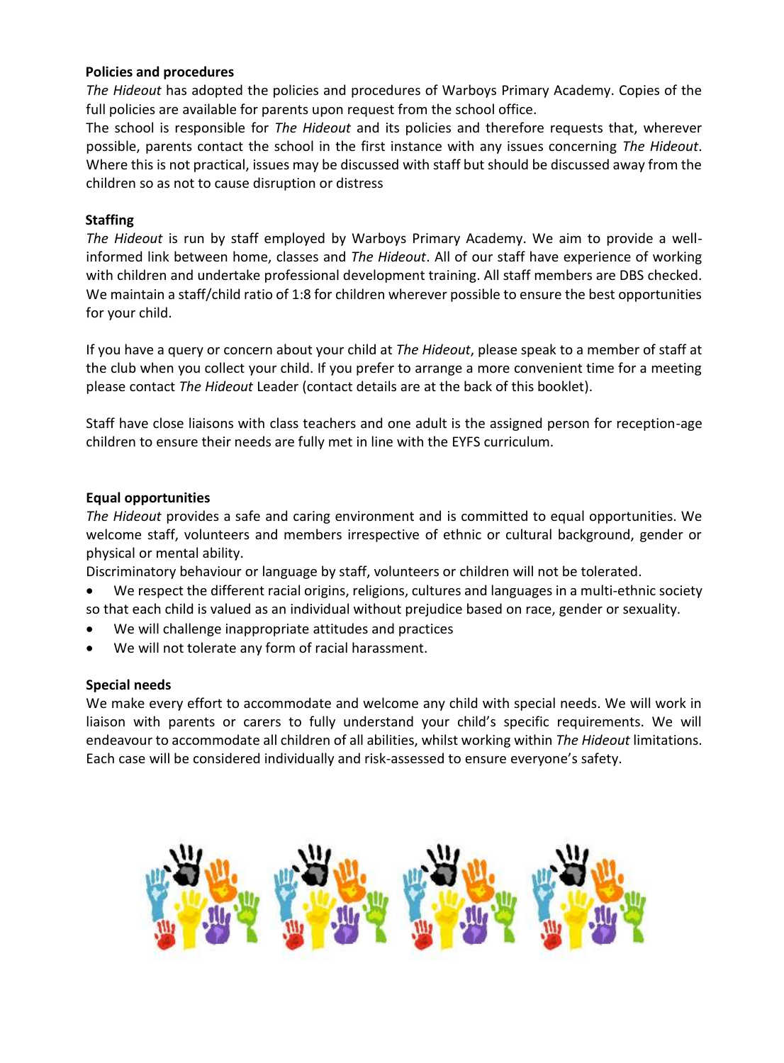**Policies and procedures**

*The Hideout* has adopted the policies and procedures of Warboys Primary Academy. Copies of the full policies are available for parents upon request from the school office.

The school is responsible for *The Hideout* and its policies and therefore requests that, wherever possible, parents contact the school in the first instance with any issues concerning *The Hideout*. Where this is not practical, issues may be discussed with staff but should be discussed away from the children so as not to cause disruption or distress

**Staffing**

*The Hideout* is run by staff employed by Warboys Primary Academy. We aim to provide a well-informed link between home, classes and *The Hideout*. All of our staff have experience of working with children and undertake professional development training. All staff members are DBS checked. We maintain a staff/child ratio of 1:8 for children wherever possible to ensure the best opportunities for your child.

If you have a query or concern about your child at *The Hideout*, please speak to a member of staff at the club when you collect your child. If you prefer to arrange a more convenient time for a meeting please contact *The Hideout* Leader (contact details are at the back of this booklet).

Staff have close liaisons with class teachers and one adult is the assigned person for reception-age children to ensure their needs are fully met in line with the EYFS curriculum.

**Equal opportunities**

*The Hideout* provides a safe and caring environment and is committed to equal opportunities. We welcome staff, volunteers and members irrespective of ethnic or cultural background, gender or physical or mental ability.

Discriminatory behaviour or language by staff, volunteers or children will not be tolerated.

- We respect the different racial origins, religions, cultures and languages in a multi-ethnic society so that each child is valued as an individual without prejudice based on race, gender or sexuality.
- We will challenge inappropriate attitudes and practices
- We will not tolerate any form of racial harassment.

**Special needs**

We make every effort to accommodate and welcome any child with special needs. We will work in liaison with parents or carers to fully understand your child's specific requirements. We will endeavour to accommodate all children of all abilities, whilst working within *The Hideout* limitations. Each case will be considered individually and risk-assessed to ensure everyone's safety.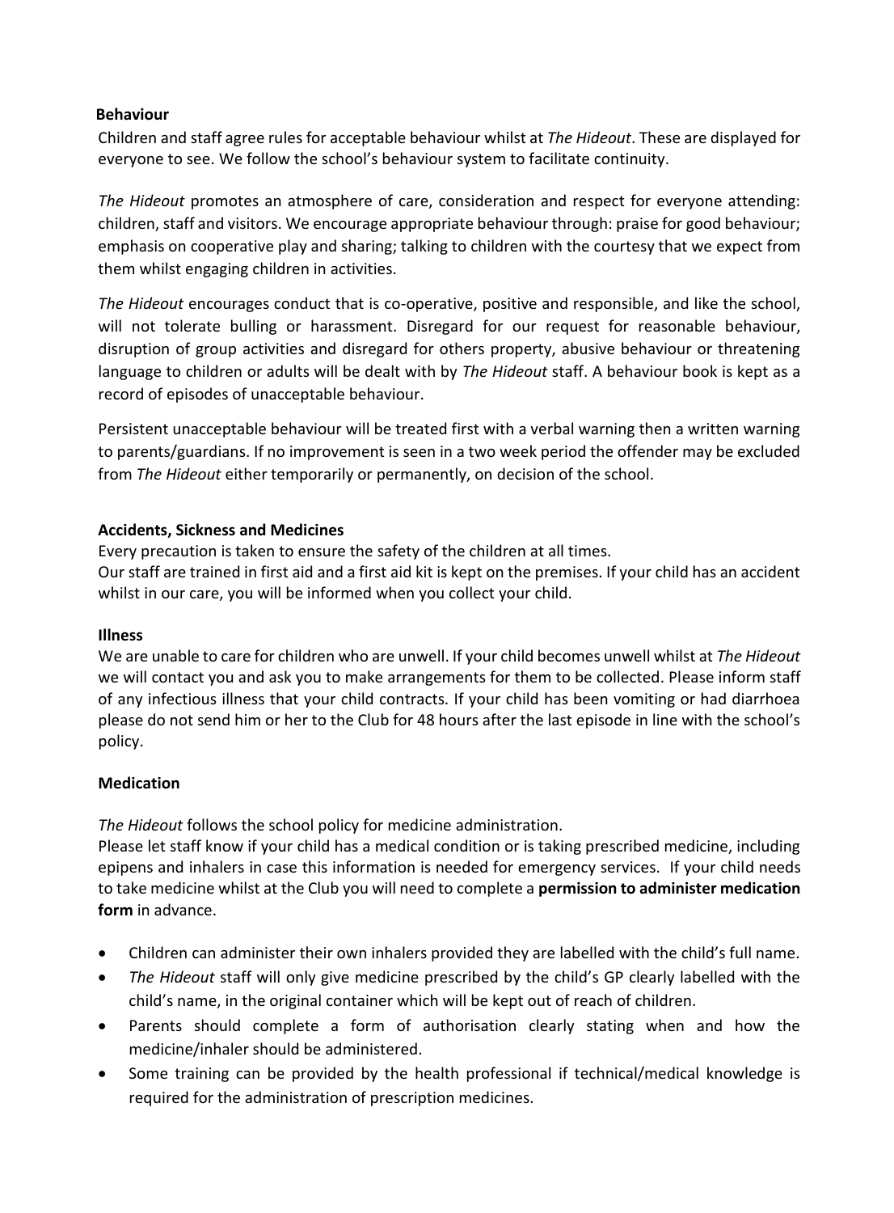## Behaviour

Children and staff agree rules for acceptable behaviour whilst at *The Hideout*. These are displayed for everyone to see. We follow the school's behaviour system to facilitate continuity.

*The Hideout* promotes an atmosphere of care, consideration and respect for everyone attending: children, staff and visitors. We encourage appropriate behaviour through: praise for good behaviour; emphasis on cooperative play and sharing; talking to children with the courtesy that we expect from them whilst engaging children in activities.

*The Hideout* encourages conduct that is co-operative, positive and responsible, and like the school, will not tolerate bulling or harassment. Disregard for our request for reasonable behaviour, disruption of group activities and disregard for others property, abusive behaviour or threatening language to children or adults will be dealt with by *The Hideout* staff. A behaviour book is kept as a record of episodes of unacceptable behaviour.

Persistent unacceptable behaviour will be treated first with a verbal warning then a written warning to parents/guardians. If no improvement is seen in a two week period the offender may be excluded from *The Hideout* either temporarily or permanently, on decision of the school.

## Accidents, Sickness and Medicines

Every precaution is taken to ensure the safety of the children at all times.
Our staff are trained in first aid and a first aid kit is kept on the premises. If your child has an accident whilst in our care, you will be informed when you collect your child.

## Illness

We are unable to care for children who are unwell. If your child becomes unwell whilst at *The Hideout* we will contact you and ask you to make arrangements for them to be collected. Please inform staff of any infectious illness that your child contracts. If your child has been vomiting or had diarrhoea please do not send him or her to the Club for 48 hours after the last episode in line with the school's policy.

## Medication

*The Hideout* follows the school policy for medicine administration.
Please let staff know if your child has a medical condition or is taking prescribed medicine, including epipens and inhalers in case this information is needed for emergency services. If your child needs to take medicine whilst at the Club you will need to complete a **permission to administer medication form** in advance.

- Children can administer their own inhalers provided they are labelled with the child's full name.
- *The Hideout* staff will only give medicine prescribed by the child's GP clearly labelled with the child's name, in the original container which will be kept out of reach of children.
- Parents should complete a form of authorisation clearly stating when and how the medicine/inhaler should be administered.
- Some training can be provided by the health professional if technical/medical knowledge is required for the administration of prescription medicines.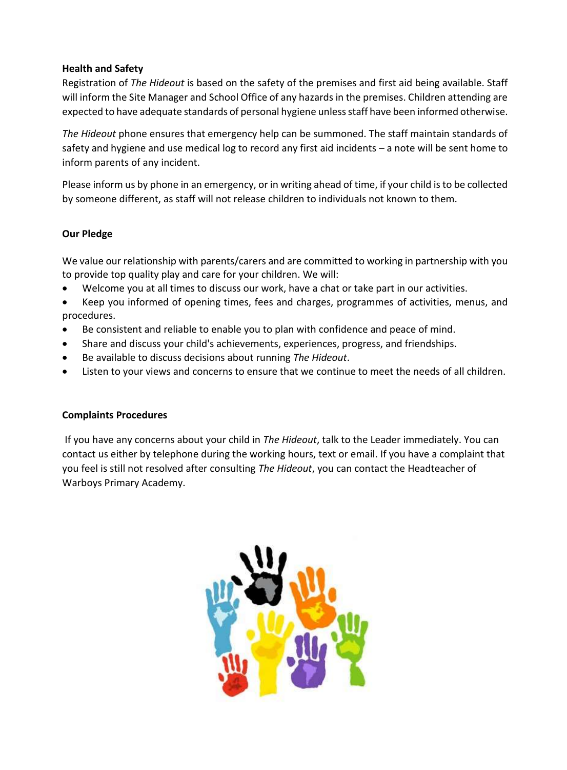**Health and Safety**

Registration of *The Hideout* is based on the safety of the premises and first aid being available. Staff will inform the Site Manager and School Office of any hazards in the premises. Children attending are expected to have adequate standards of personal hygiene unless staff have been informed otherwise.

*The Hideout* phone ensures that emergency help can be summoned. The staff maintain standards of safety and hygiene and use medical log to record any first aid incidents – a note will be sent home to inform parents of any incident.

Please inform us by phone in an emergency, or in writing ahead of time, if your child is to be collected by someone different, as staff will not release children to individuals not known to them.

**Our Pledge**

We value our relationship with parents/carers and are committed to working in partnership with you to provide top quality play and care for your children. We will:

- Welcome you at all times to discuss our work, have a chat or take part in our activities.
- Keep you informed of opening times, fees and charges, programmes of activities, menus, and procedures.
- Be consistent and reliable to enable you to plan with confidence and peace of mind.
- Share and discuss your child's achievements, experiences, progress, and friendships.
- Be available to discuss decisions about running *The Hideout*.
- Listen to your views and concerns to ensure that we continue to meet the needs of all children.

**Complaints Procedures**

If you have any concerns about your child in *The Hideout*, talk to the Leader immediately. You can contact us either by telephone during the working hours, text or email. If you have a complaint that you feel is still not resolved after consulting *The Hideout*, you can contact the Headteacher of Warboys Primary Academy.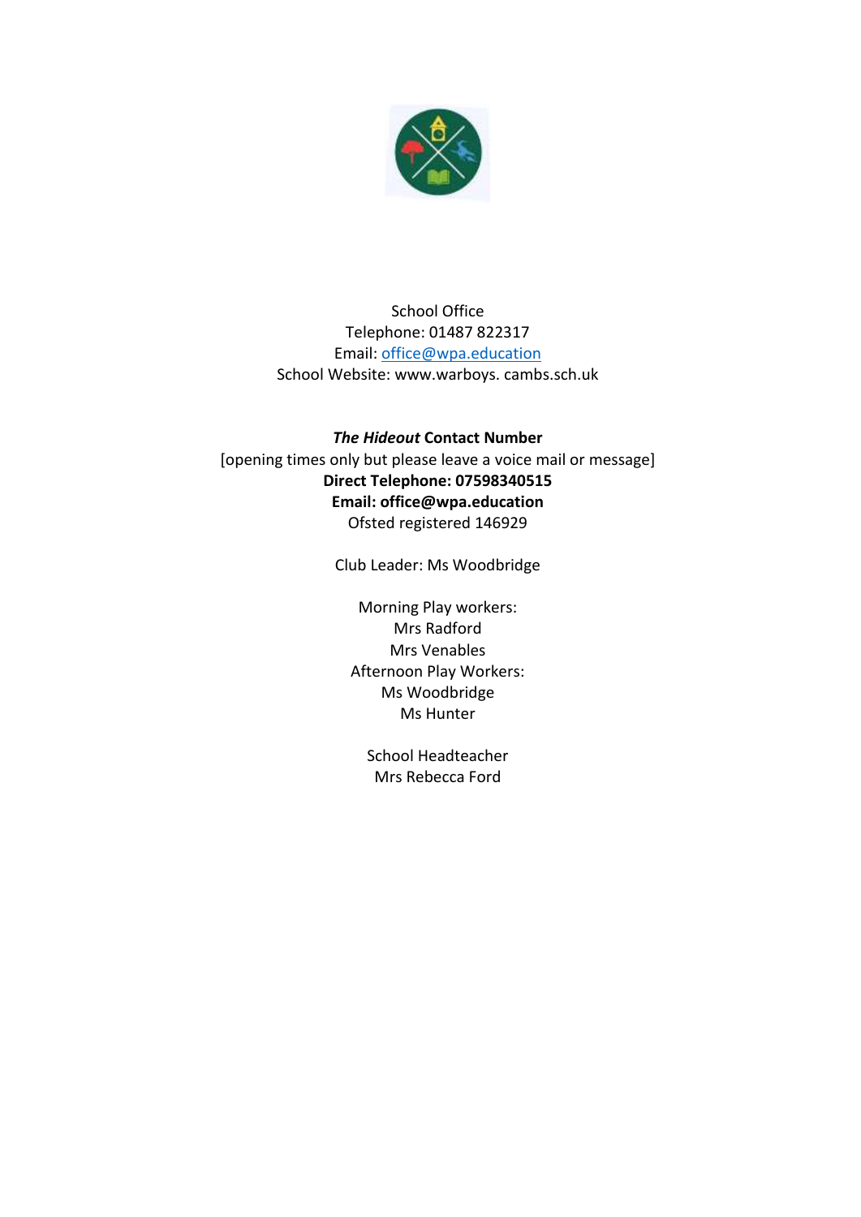School Office
Telephone: 01487 822317
Email: office@wpa.education
School Website: www.warboys. cambs.sch.uk

***The Hideout* Contact Number**
[opening times only but please leave a voice mail or message]
**Direct Telephone: 07598340515**
**Email: office@wpa.education**
Ofsted registered 146929

Club Leader: Ms Woodbridge

Morning Play workers:
Mrs Radford
Mrs Venables
Afternoon Play Workers:
Ms Woodbridge
Ms Hunter

School Headteacher
Mrs Rebecca Ford